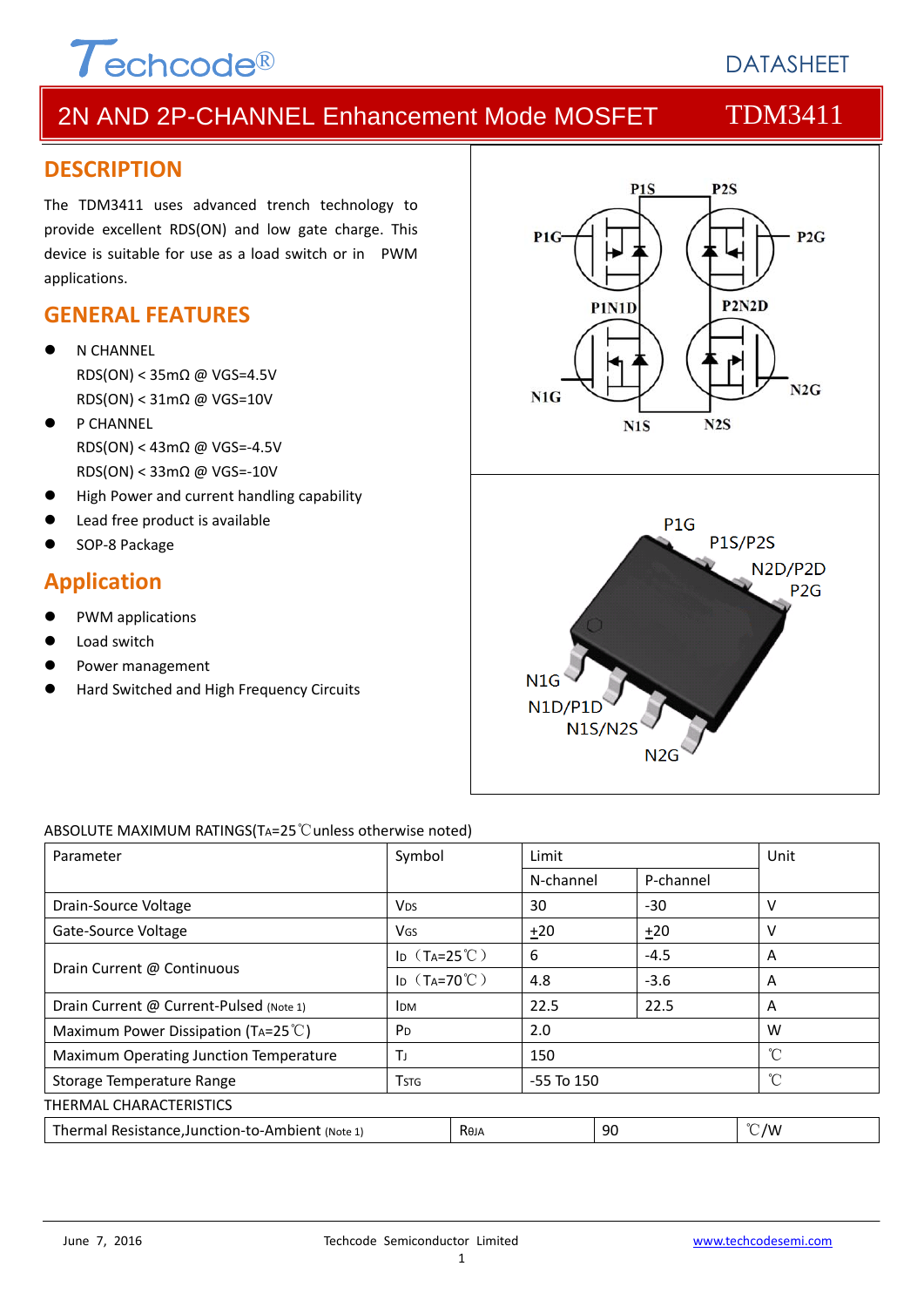# 2N AND 2P-CHANNEL Enhancement Mode MOSFET — TDM3411

## DESCRIPTION

The TDM3411 uses advanced trench technology to provide excellent RDS(ON) and low gate charge. This device is suitable for use as a load switch or in PWM applications.

## GENERAL FEATURES

- N CHANNEL
  RDS(ON) < 35mΩ @ VGS=4.5V
  RDS(ON) < 31mΩ @ VGS=10V
- P CHANNEL
  RDS(ON) < 43mΩ @ VGS=-4.5V
  RDS(ON) < 33mΩ @ VGS=-10V
- High Power and current handling capability
- Lead free product is available
- SOP-8 Package

## Application

- PWM applications
- Load switch
- Power management
- Hard Switched and High Frequency Circuits

P1S P2S P1G P2G P1N1D P2N2D N1G N2G N1S N2S

P1G P1S/P2S N2D/P2D P2G N1G N1D/P1D N1S/N2S N2G

ABSOLUTE MAXIMUM RATINGS($T_A$=25℃unless otherwise noted)

| Parameter | Symbol | Limit | | Unit |
|---|---|---|---|---|
| | | N-channel | P-channel | |
| Drain-Source Voltage | $V_{DS}$ | 30 | -30 | V |
| Gate-Source Voltage | $V_{GS}$ | ±20 | ±20 | V |
| Drain Current @ Continuous | $I_D$（$T_A$=25℃） | 6 | -4.5 | A |
| | $I_D$（$T_A$=70℃） | 4.8 | -3.6 | A |
| Drain Current @ Current-Pulsed (Note 1) | $I_{DM}$ | 22.5 | 22.5 | A |
| Maximum Power Dissipation ($T_A$=25℃) | $P_D$ | 2.0 | | W |
| Maximum Operating Junction Temperature | $T_J$ | 150 | | ℃ |
| Storage Temperature Range | $T_{STG}$ | -55 To 150 | | ℃ |

THERMAL CHARACTERISTICS

| Thermal Resistance,Junction-to-Ambient (Note 1) | $R_{\theta JA}$ | 90 | ℃/W |
|---|---|---|---|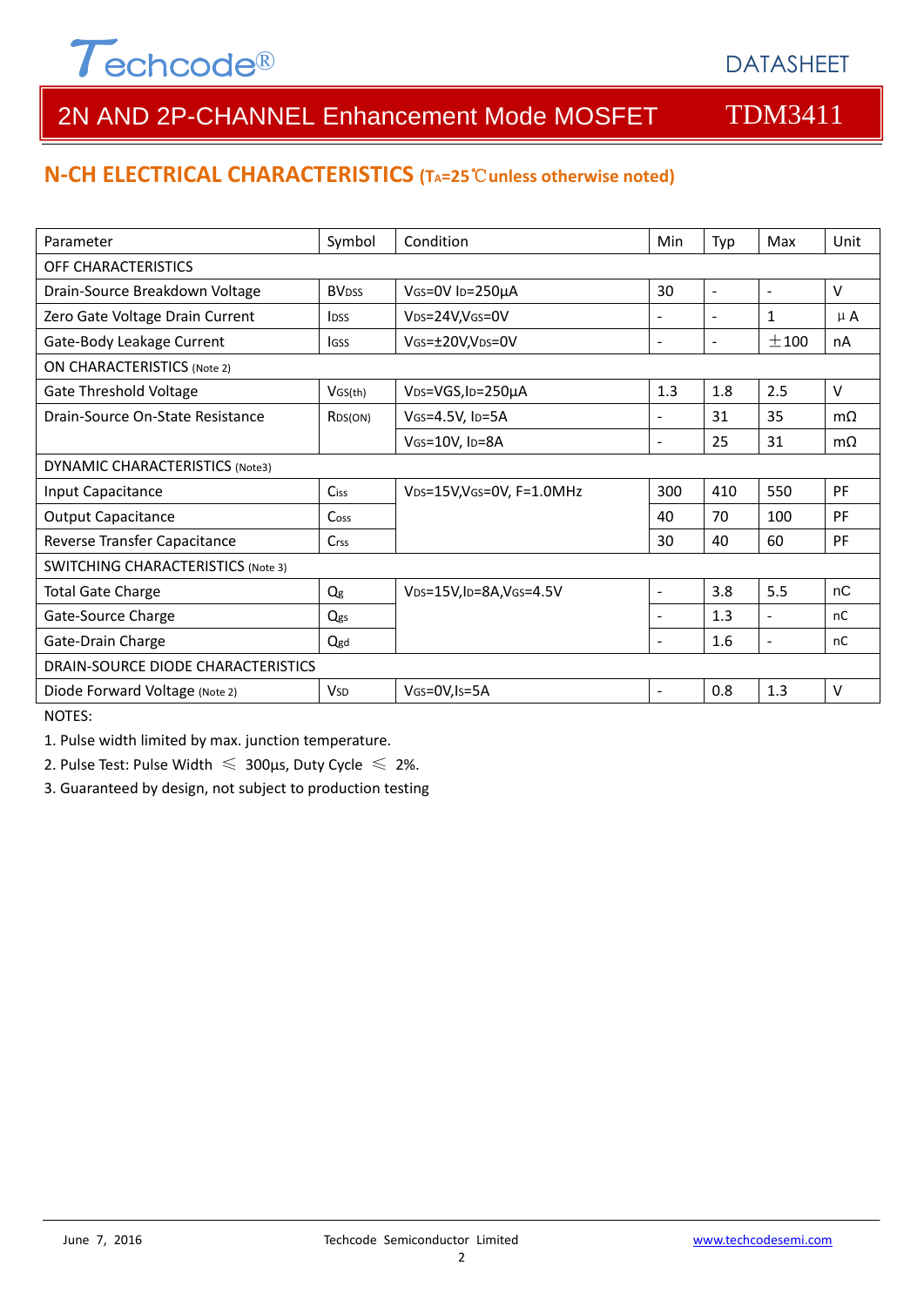## N-CH ELECTRICAL CHARACTERISTICS ($T_A$=25℃unless otherwise noted)

| Parameter | Symbol | Condition | Min | Typ | Max | Unit |
|---|---|---|---|---|---|---|
| OFF CHARACTERISTICS | | | | | | |
| Drain-Source Breakdown Voltage | $BV_{DSS}$ | $V_{GS}$=0V $I_D$=250µA | 30 | - | - | V |
| Zero Gate Voltage Drain Current | $I_{DSS}$ | $V_{DS}$=24V,$V_{GS}$=0V | - | - | 1 | µA |
| Gate-Body Leakage Current | $I_{GSS}$ | $V_{GS}$=±20V,$V_{DS}$=0V | - | - | ±100 | nA |
| ON CHARACTERISTICS (Note 2) | | | | | | |
| Gate Threshold Voltage | $V_{GS(th)}$ | $V_{DS}$=VGS,$I_D$=250µA | 1.3 | 1.8 | 2.5 | V |
| Drain-Source On-State Resistance | $R_{DS(ON)}$ | $V_{GS}$=4.5V, $I_D$=5A | - | 31 | 35 | mΩ |
| | | $V_{GS}$=10V, $I_D$=8A | - | 25 | 31 | mΩ |
| DYNAMIC CHARACTERISTICS (Note3) | | | | | | |
| Input Capacitance | $C_{iss}$ | $V_{DS}$=15V,$V_{GS}$=0V, F=1.0MHz | 300 | 410 | 550 | PF |
| Output Capacitance | $C_{oss}$ | | 40 | 70 | 100 | PF |
| Reverse Transfer Capacitance | $C_{rss}$ | | 30 | 40 | 60 | PF |
| SWITCHING CHARACTERISTICS (Note 3) | | | | | | |
| Total Gate Charge | $Q_g$ | $V_{DS}$=15V,$I_D$=8A,$V_{GS}$=4.5V | - | 3.8 | 5.5 | nC |
| Gate-Source Charge | $Q_{gs}$ | | - | 1.3 | - | nC |
| Gate-Drain Charge | $Q_{gd}$ | | - | 1.6 | - | nC |
| DRAIN-SOURCE DIODE CHARACTERISTICS | | | | | | |
| Diode Forward Voltage (Note 2) | $V_{SD}$ | $V_{GS}$=0V,$I_S$=5A | - | 0.8 | 1.3 | V |

NOTES:

1. Pulse width limited by max. junction temperature.
2. Pulse Test: Pulse Width ≤ 300µs, Duty Cycle ≤ 2%.
3. Guaranteed by design, not subject to production testing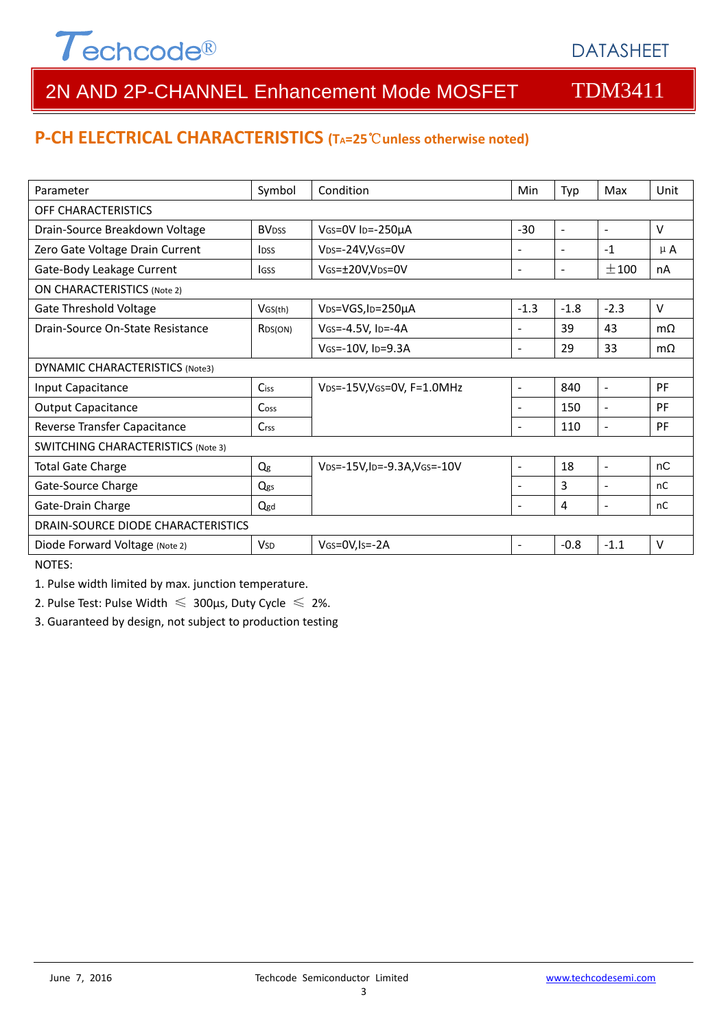# 2N AND 2P-CHANNEL Enhancement Mode MOSFET TDM3411

## P-CH ELECTRICAL CHARACTERISTICS ($T_A$=25℃unless otherwise noted)

| Parameter | Symbol | Condition | Min | Typ | Max | Unit |
|---|---|---|---|---|---|---|
| OFF CHARACTERISTICS | | | | | | |
| Drain-Source Breakdown Voltage | $BV_{DSS}$ | $V_{GS}$=0V $I_D$=-250μA | -30 | - | - | V |
| Zero Gate Voltage Drain Current | $I_{DSS}$ | $V_{DS}$=-24V,$V_{GS}$=0V | - | - | -1 | μA |
| Gate-Body Leakage Current | $I_{GSS}$ | $V_{GS}$=±20V,$V_{DS}$=0V | - | - | ±100 | nA |
| ON CHARACTERISTICS (Note 2) | | | | | | |
| Gate Threshold Voltage | $V_{GS(th)}$ | $V_{DS}$=VGS,$I_D$=250μA | -1.3 | -1.8 | -2.3 | V |
| Drain-Source On-State Resistance | $R_{DS(ON)}$ | $V_{GS}$=-4.5V, $I_D$=-4A | - | 39 | 43 | mΩ |
| | | $V_{GS}$=-10V, $I_D$=9.3A | - | 29 | 33 | mΩ |
| DYNAMIC CHARACTERISTICS (Note3) | | | | | | |
| Input Capacitance | $C_{iss}$ | $V_{DS}$=-15V,$V_{GS}$=0V, F=1.0MHz | - | 840 | - | PF |
| Output Capacitance | $C_{oss}$ | | - | 150 | - | PF |
| Reverse Transfer Capacitance | $C_{rss}$ | | - | 110 | - | PF |
| SWITCHING CHARACTERISTICS (Note 3) | | | | | | |
| Total Gate Charge | $Q_g$ | $V_{DS}$=-15V,$I_D$=-9.3A,$V_{GS}$=-10V | - | 18 | - | nC |
| Gate-Source Charge | $Q_{gs}$ | | - | 3 | - | nC |
| Gate-Drain Charge | $Q_{gd}$ | | - | 4 | - | nC |
| DRAIN-SOURCE DIODE CHARACTERISTICS | | | | | | |
| Diode Forward Voltage (Note 2) | $V_{SD}$ | $V_{GS}$=0V,$I_S$=-2A | - | -0.8 | -1.1 | V |

NOTES:

1. Pulse width limited by max. junction temperature.
2. Pulse Test: Pulse Width ≤ 300μs, Duty Cycle ≤ 2%.
3. Guaranteed by design, not subject to production testing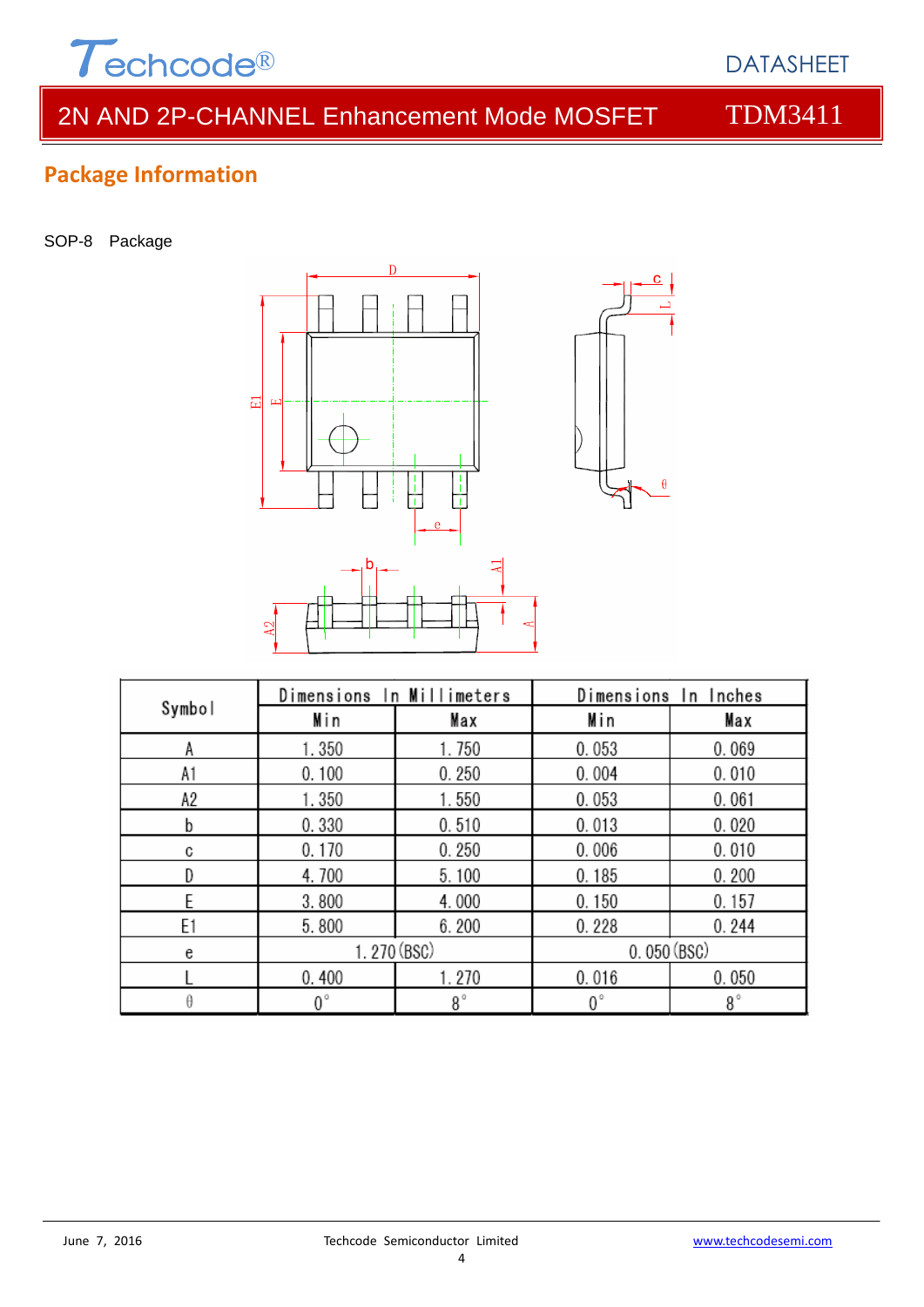## Package Information

SOP-8 Package

| Symbol | Dimensions In Millimeters | | Dimensions In Inches | |
|---|---|---|---|---|
| | Min | Max | Min | Max |
| A | 1.350 | 1.750 | 0.053 | 0.069 |
| A1 | 0.100 | 0.250 | 0.004 | 0.010 |
| A2 | 1.350 | 1.550 | 0.053 | 0.061 |
| b | 0.330 | 0.510 | 0.013 | 0.020 |
| c | 0.170 | 0.250 | 0.006 | 0.010 |
| D | 4.700 | 5.100 | 0.185 | 0.200 |
| E | 3.800 | 4.000 | 0.150 | 0.157 |
| E1 | 5.800 | 6.200 | 0.228 | 0.244 |
| e | 1.270 (BSC) | | 0.050 (BSC) | |
| L | 0.400 | 1.270 | 0.016 | 0.050 |
| θ | 0° | 8° | 0° | 8° |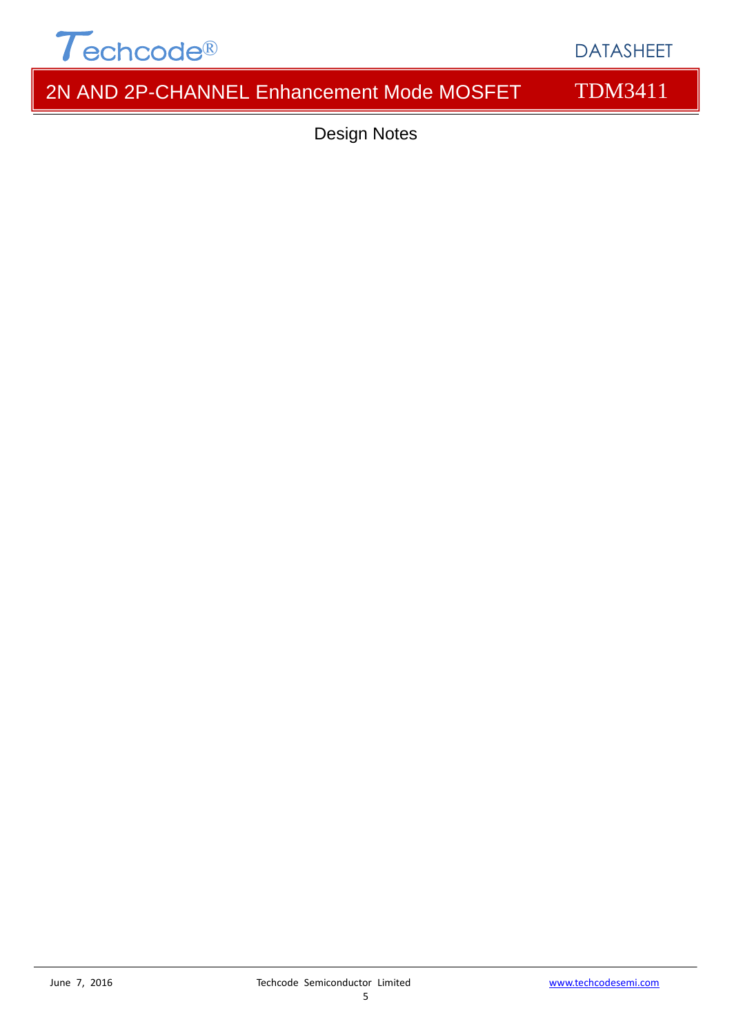Design Notes